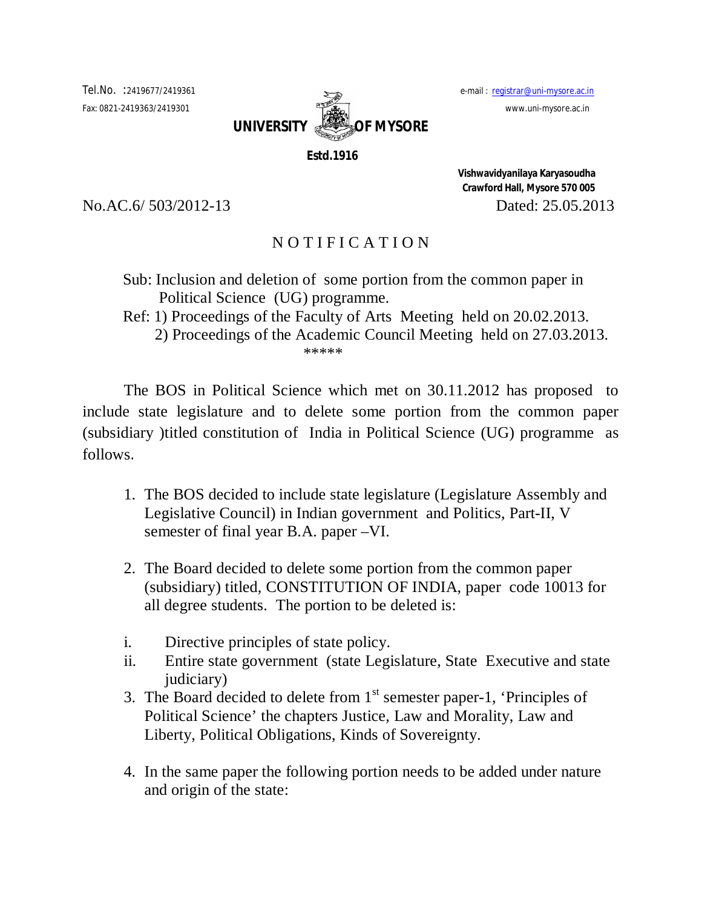Tel.No. :2419677/2419361

Fax: 0821-2419363/2419301

e-mail : registrar@uni-mysore.ac.in

www.uni-mysore.ac.in

**UNIVERSITY OF MYSORE**

**Estd.1916**

**Vishwavidyanilaya Karyasoudha**
**Crawford Hall, Mysore 570 005**

No.AC.6/ 503/2012-13 Dated: 25.05.2013

# N O T I F I C A T I O N

Sub: Inclusion and deletion of some portion from the common paper in Political Science (UG) programme.

Ref: 1) Proceedings of the Faculty of Arts Meeting held on 20.02.2013.
2) Proceedings of the Academic Council Meeting held on 27.03.2013.

*****

The BOS in Political Science which met on 30.11.2012 has proposed to include state legislature and to delete some portion from the common paper (subsidiary )titled constitution of India in Political Science (UG) programme as follows.

1. The BOS decided to include state legislature (Legislature Assembly and Legislative Council) in Indian government and Politics, Part-II, V semester of final year B.A. paper –VI.

2. The Board decided to delete some portion from the common paper (subsidiary) titled, CONSTITUTION OF INDIA, paper code 10013 for all degree students. The portion to be deleted is:

   i. Directive principles of state policy.
   ii. Entire state government (state Legislature, State Executive and state judiciary)

3. The Board decided to delete from 1st semester paper-1, 'Principles of Political Science' the chapters Justice, Law and Morality, Law and Liberty, Political Obligations, Kinds of Sovereignty.

4. In the same paper the following portion needs to be added under nature and origin of the state: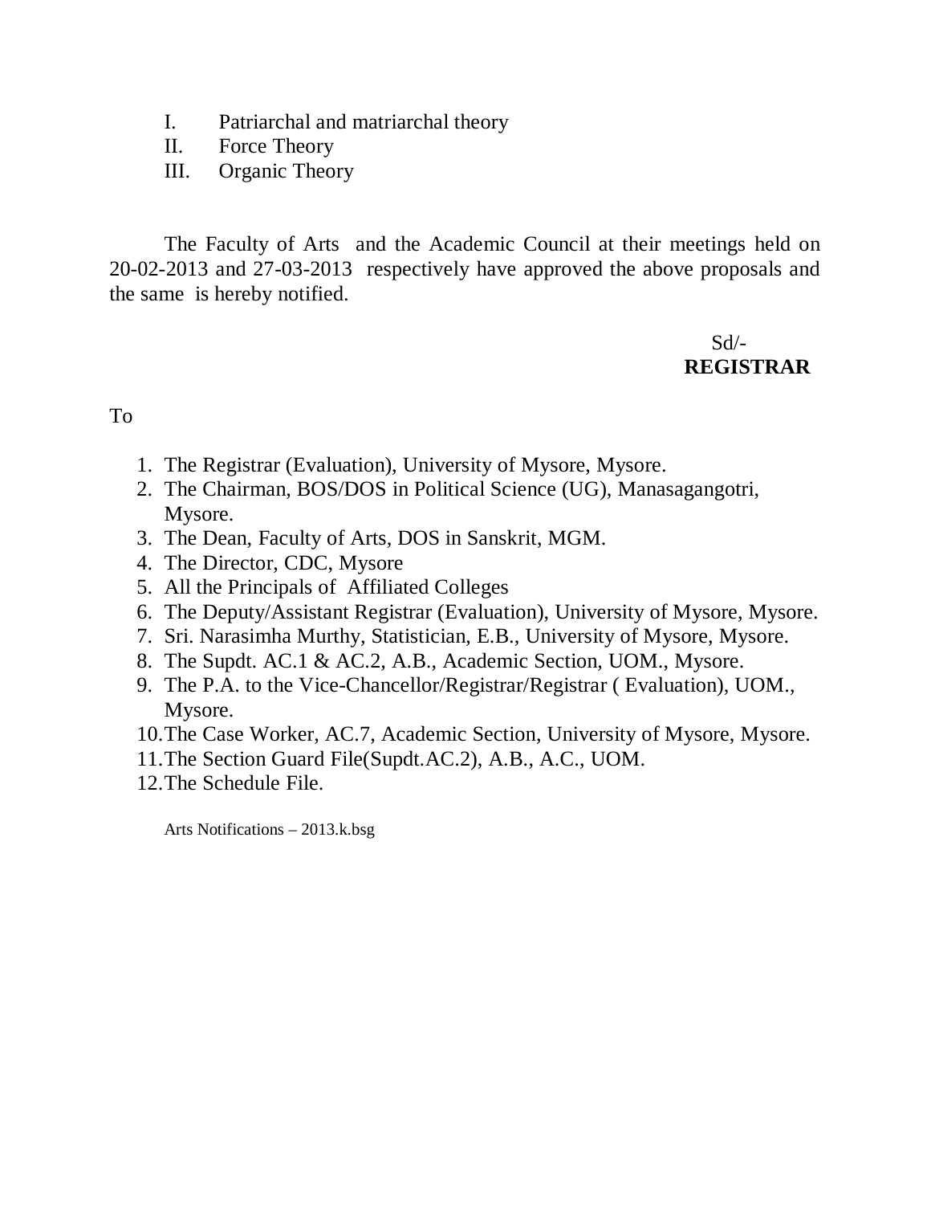I. Patriarchal and matriarchal theory
II. Force Theory
III. Organic Theory

The Faculty of Arts and the Academic Council at their meetings held on 20-02-2013 and 27-03-2013 respectively have approved the above proposals and the same is hereby notified.

Sd/-
**REGISTRAR**

To

1. The Registrar (Evaluation), University of Mysore, Mysore.
2. The Chairman, BOS/DOS in Political Science (UG), Manasagangotri, Mysore.
3. The Dean, Faculty of Arts, DOS in Sanskrit, MGM.
4. The Director, CDC, Mysore
5. All the Principals of Affiliated Colleges
6. The Deputy/Assistant Registrar (Evaluation), University of Mysore, Mysore.
7. Sri. Narasimha Murthy, Statistician, E.B., University of Mysore, Mysore.
8. The Supdt. AC.1 & AC.2, A.B., Academic Section, UOM., Mysore.
9. The P.A. to the Vice-Chancellor/Registrar/Registrar ( Evaluation), UOM., Mysore.
10. The Case Worker, AC.7, Academic Section, University of Mysore, Mysore.
11. The Section Guard File(Supdt.AC.2), A.B., A.C., UOM.
12. The Schedule File.

Arts Notifications – 2013.k.bsg